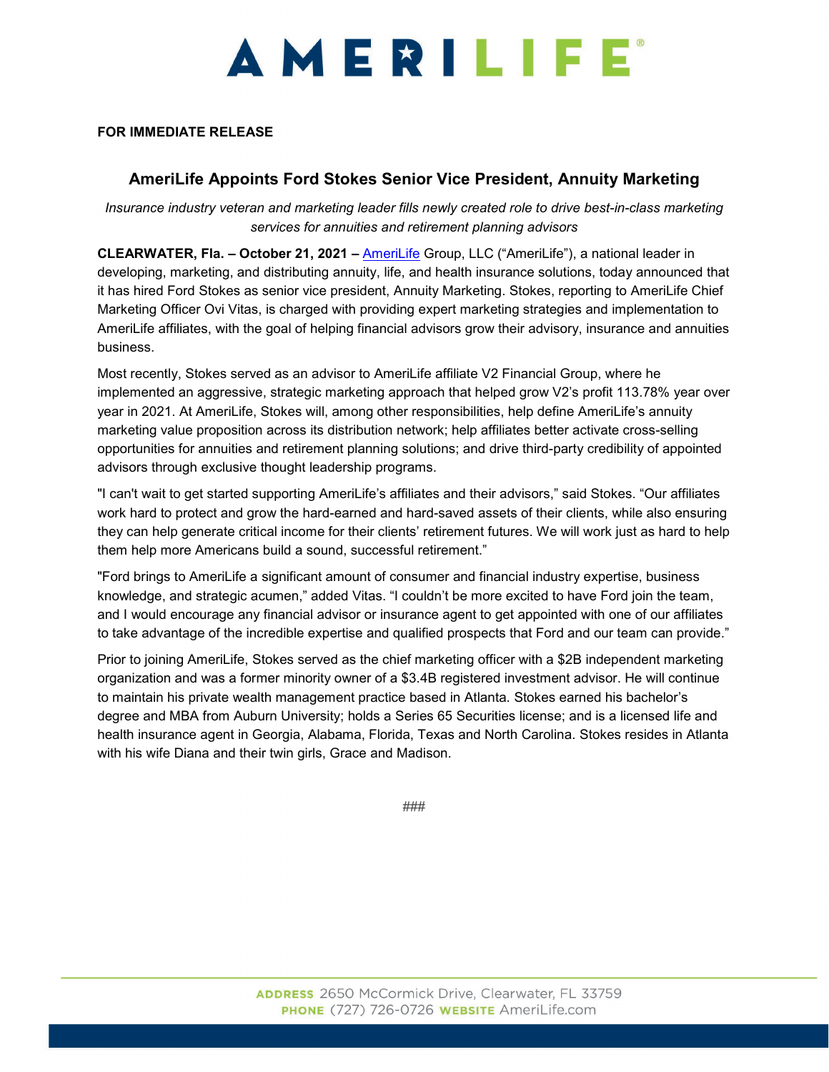# AMERILIFE

**FOR IMMEDIATE RELEASE**

## AmeriLife Appoints Ford Stokes Senior Vice President, Annuity Marketing

*Insurance industry veteran and marketing leader fills newly created role to drive best-in-class marketing services for annuities and retirement planning advisors*

**CLEARWATER, Fla. – October 21, 2021 –** AmeriLife Group, LLC ("AmeriLife"), a national leader in developing, marketing, and distributing annuity, life, and health insurance solutions, today announced that it has hired Ford Stokes as senior vice president, Annuity Marketing. Stokes, reporting to AmeriLife Chief Marketing Officer Ovi Vitas, is charged with providing expert marketing strategies and implementation to AmeriLife affiliates, with the goal of helping financial advisors grow their advisory, insurance and annuities business.

Most recently, Stokes served as an advisor to AmeriLife affiliate V2 Financial Group, where he implemented an aggressive, strategic marketing approach that helped grow V2's profit 113.78% year over year in 2021. At AmeriLife, Stokes will, among other responsibilities, help define AmeriLife's annuity marketing value proposition across its distribution network; help affiliates better activate cross-selling opportunities for annuities and retirement planning solutions; and drive third-party credibility of appointed advisors through exclusive thought leadership programs.

"I can't wait to get started supporting AmeriLife's affiliates and their advisors," said Stokes. "Our affiliates work hard to protect and grow the hard-earned and hard-saved assets of their clients, while also ensuring they can help generate critical income for their clients' retirement futures. We will work just as hard to help them help more Americans build a sound, successful retirement."

"Ford brings to AmeriLife a significant amount of consumer and financial industry expertise, business knowledge, and strategic acumen," added Vitas. "I couldn't be more excited to have Ford join the team, and I would encourage any financial advisor or insurance agent to get appointed with one of our affiliates to take advantage of the incredible expertise and qualified prospects that Ford and our team can provide."

Prior to joining AmeriLife, Stokes served as the chief marketing officer with a $2B independent marketing organization and was a former minority owner of a $3.4B registered investment advisor. He will continue to maintain his private wealth management practice based in Atlanta. Stokes earned his bachelor's degree and MBA from Auburn University; holds a Series 65 Securities license; and is a licensed life and health insurance agent in Georgia, Alabama, Florida, Texas and North Carolina. Stokes resides in Atlanta with his wife Diana and their twin girls, Grace and Madison.

###

**ADDRESS** 2650 McCormick Drive, Clearwater, FL 33759
**PHONE** (727) 726-0726 **WEBSITE** AmeriLife.com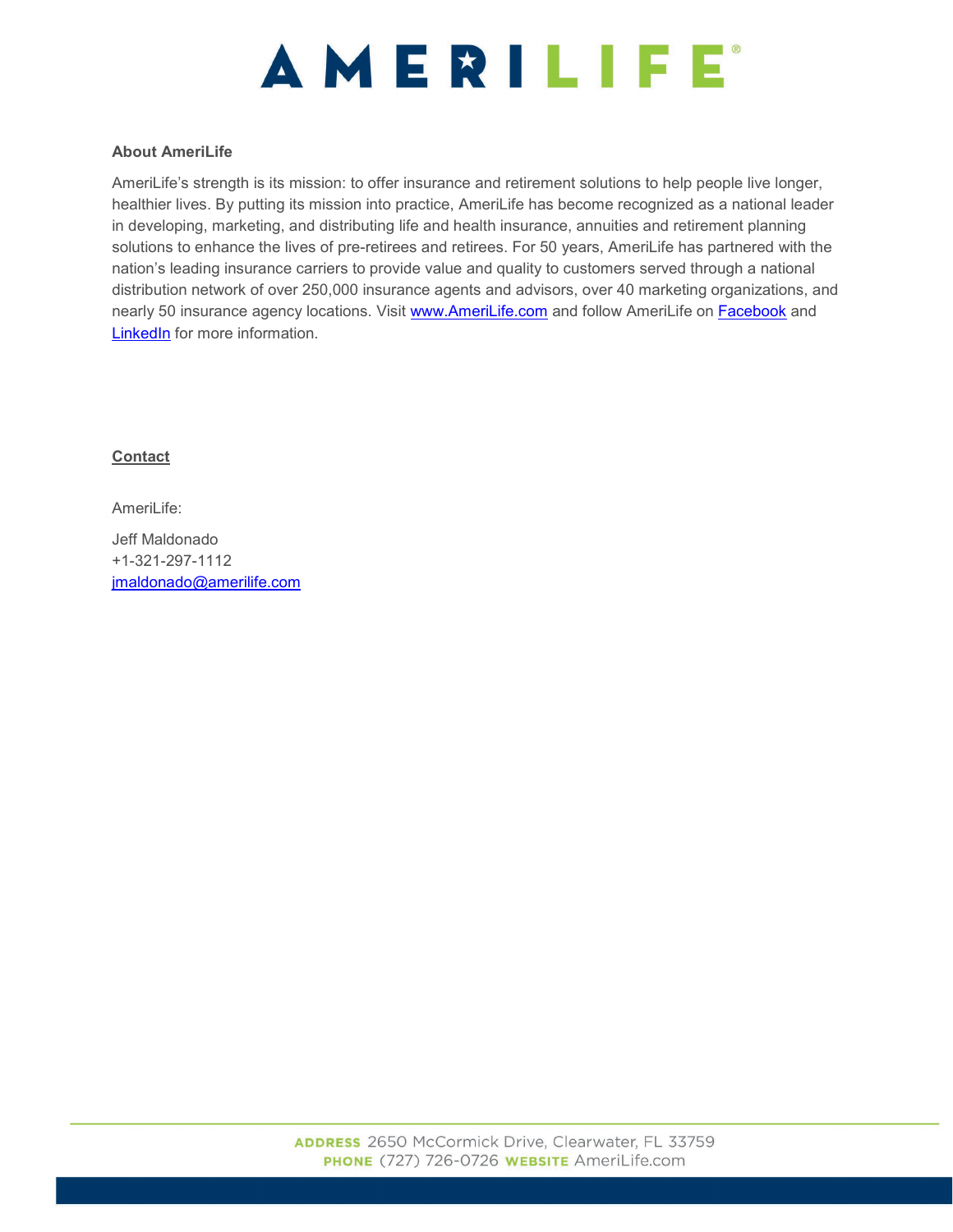**About AmeriLife**

AmeriLife's strength is its mission: to offer insurance and retirement solutions to help people live longer, healthier lives. By putting its mission into practice, AmeriLife has become recognized as a national leader in developing, marketing, and distributing life and health insurance, annuities and retirement planning solutions to enhance the lives of pre-retirees and retirees. For 50 years, AmeriLife has partnered with the nation's leading insurance carriers to provide value and quality to customers served through a national distribution network of over 250,000 insurance agents and advisors, over 40 marketing organizations, and nearly 50 insurance agency locations. Visit www.AmeriLife.com and follow AmeriLife on Facebook and LinkedIn for more information.

**Contact**

AmeriLife:

Jeff Maldonado
+1-321-297-1112
jmaldonado@amerilife.com